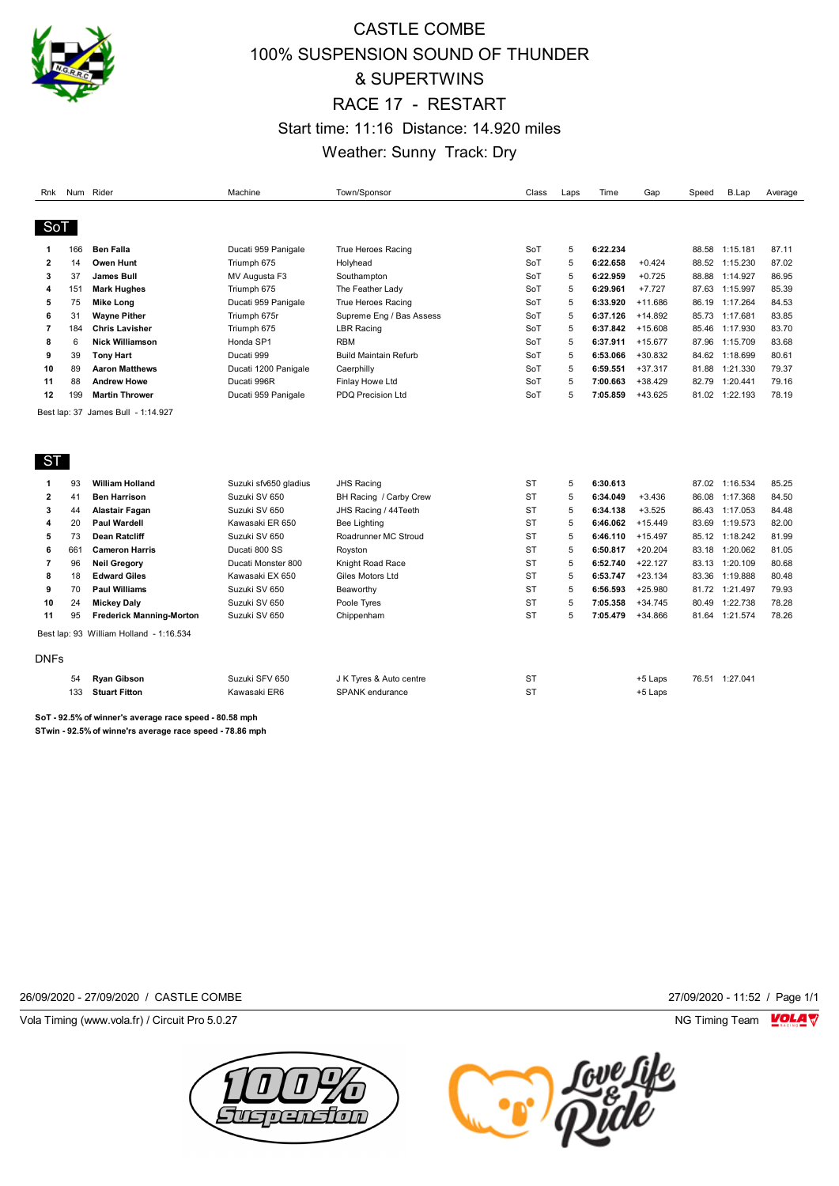# CASTLE COMBE

# 100% SUSPENSION SOUND OF THUNDER & SUPERTWINS

## RACE 17 - RESTART

Start time: 11:16 Distance: 14.920 miles

Weather: Sunny Track: Dry

| Rnk | Num | Rider | Machine | Town/Sponsor | Class | Laps | Time | Gap | Speed | B.Lap | Average |
|---|---|---|---|---|---|---|---|---|---|---|---|
| **SoT** | | | | | | | | | | | |
| **1** | 166 | **Ben Falla** | Ducati 959 Panigale | True Heroes Racing | SoT | 5 | **6:22.234** | | 88.58 | 1:15.181 | 87.11 |
| **2** | 14 | **Owen Hunt** | Triumph 675 | Holyhead | SoT | 5 | **6:22.658** | +0.424 | 88.52 | 1:15.230 | 87.02 |
| **3** | 37 | **James Bull** | MV Augusta F3 | Southampton | SoT | 5 | **6:22.959** | +0.725 | 88.88 | 1:14.927 | 86.95 |
| **4** | 151 | **Mark Hughes** | Triumph 675 | The Feather Lady | SoT | 5 | **6:29.961** | +7.727 | 87.63 | 1:15.997 | 85.39 |
| **5** | 75 | **Mike Long** | Ducati 959 Panigale | True Heroes Racing | SoT | 5 | **6:33.920** | +11.686 | 86.19 | 1:17.264 | 84.53 |
| **6** | 31 | **Wayne Pither** | Triumph 675r | Supreme Eng / Bas Assess | SoT | 5 | **6:37.126** | +14.892 | 85.73 | 1:17.681 | 83.85 |
| **7** | 184 | **Chris Lavisher** | Triumph 675 | LBR Racing | SoT | 5 | **6:37.842** | +15.608 | 85.46 | 1:17.930 | 83.70 |
| **8** | 6 | **Nick Williamson** | Honda SP1 | RBM | SoT | 5 | **6:37.911** | +15.677 | 87.96 | 1:15.709 | 83.68 |
| **9** | 39 | **Tony Hart** | Ducati 999 | Build Maintain Refurb | SoT | 5 | **6:53.066** | +30.832 | 84.62 | 1:18.699 | 80.61 |
| **10** | 89 | **Aaron Matthews** | Ducati 1200 Panigale | Caerphilly | SoT | 5 | **6:59.551** | +37.317 | 81.88 | 1:21.330 | 79.37 |
| **11** | 88 | **Andrew Howe** | Ducati 996R | Finlay Howe Ltd | SoT | 5 | **7:00.663** | +38.429 | 82.79 | 1:20.441 | 79.16 |
| **12** | 199 | **Martin Thrower** | Ducati 959 Panigale | PDQ Precision Ltd | SoT | 5 | **7:05.859** | +43.625 | 81.02 | 1:22.193 | 78.19 |

Best lap: 37 James Bull - 1:14.927

| Rnk | Num | Rider | Machine | Town/Sponsor | Class | Laps | Time | Gap | Speed | B.Lap | Average |
|---|---|---|---|---|---|---|---|---|---|---|---|
| **ST** | | | | | | | | | | | |
| **1** | 93 | **William Holland** | Suzuki sfv650 gladius | JHS Racing | ST | 5 | **6:30.613** | | 87.02 | 1:16.534 | 85.25 |
| **2** | 41 | **Ben Harrison** | Suzuki SV 650 | BH Racing / Carby Crew | ST | 5 | **6:34.049** | +3.436 | 86.08 | 1:17.368 | 84.50 |
| **3** | 44 | **Alastair Fagan** | Suzuki SV 650 | JHS Racing / 44Teeth | ST | 5 | **6:34.138** | +3.525 | 86.43 | 1:17.053 | 84.48 |
| **4** | 20 | **Paul Wardell** | Kawasaki ER 650 | Bee Lighting | ST | 5 | **6:46.062** | +15.449 | 83.69 | 1:19.573 | 82.00 |
| **5** | 73 | **Dean Ratcliff** | Suzuki SV 650 | Roadrunner MC Stroud | ST | 5 | **6:46.110** | +15.497 | 85.12 | 1:18.242 | 81.99 |
| **6** | 661 | **Cameron Harris** | Ducati 800 SS | Royston | ST | 5 | **6:50.817** | +20.204 | 83.18 | 1:20.062 | 81.05 |
| **7** | 96 | **Neil Gregory** | Ducati Monster 800 | Knight Road Race | ST | 5 | **6:52.740** | +22.127 | 83.13 | 1:20.109 | 80.68 |
| **8** | 18 | **Edward Giles** | Kawasaki EX 650 | Giles Motors Ltd | ST | 5 | **6:53.747** | +23.134 | 83.36 | 1:19.888 | 80.48 |
| **9** | 70 | **Paul Williams** | Suzuki SV 650 | Beaworthy | ST | 5 | **6:56.593** | +25.980 | 81.72 | 1:21.497 | 79.93 |
| **10** | 24 | **Mickey Daly** | Suzuki SV 650 | Poole Tyres | ST | 5 | **7:05.358** | +34.745 | 80.49 | 1:22.738 | 78.28 |
| **11** | 95 | **Frederick Manning-Morton** | Suzuki SV 650 | Chippenham | ST | 5 | **7:05.479** | +34.866 | 81.64 | 1:21.574 | 78.26 |

Best lap: 93 William Holland - 1:16.534

DNFs

| Rnk | Num | Rider | Machine | Town/Sponsor | Class | Laps | Time | Gap | Speed | B.Lap | Average |
|---|---|---|---|---|---|---|---|---|---|---|---|
| | 54 | **Ryan Gibson** | Suzuki SFV 650 | J K Tyres & Auto centre | ST | | | +5 Laps | 76.51 | 1:27.041 | |
| | 133 | **Stuart Fitton** | Kawasaki ER6 | SPANK endurance | ST | | | +5 Laps | | | |

**SoT - 92.5% of winner's average race speed - 80.58 mph**

**STwin - 92.5% of winne'rs average race speed - 78.86 mph**

26/09/2020 - 27/09/2020 / CASTLE COMBE

27/09/2020 - 11:52

Vola Timing (www.vola.fr) / Circuit Pro 5.0.27

NG Timing Team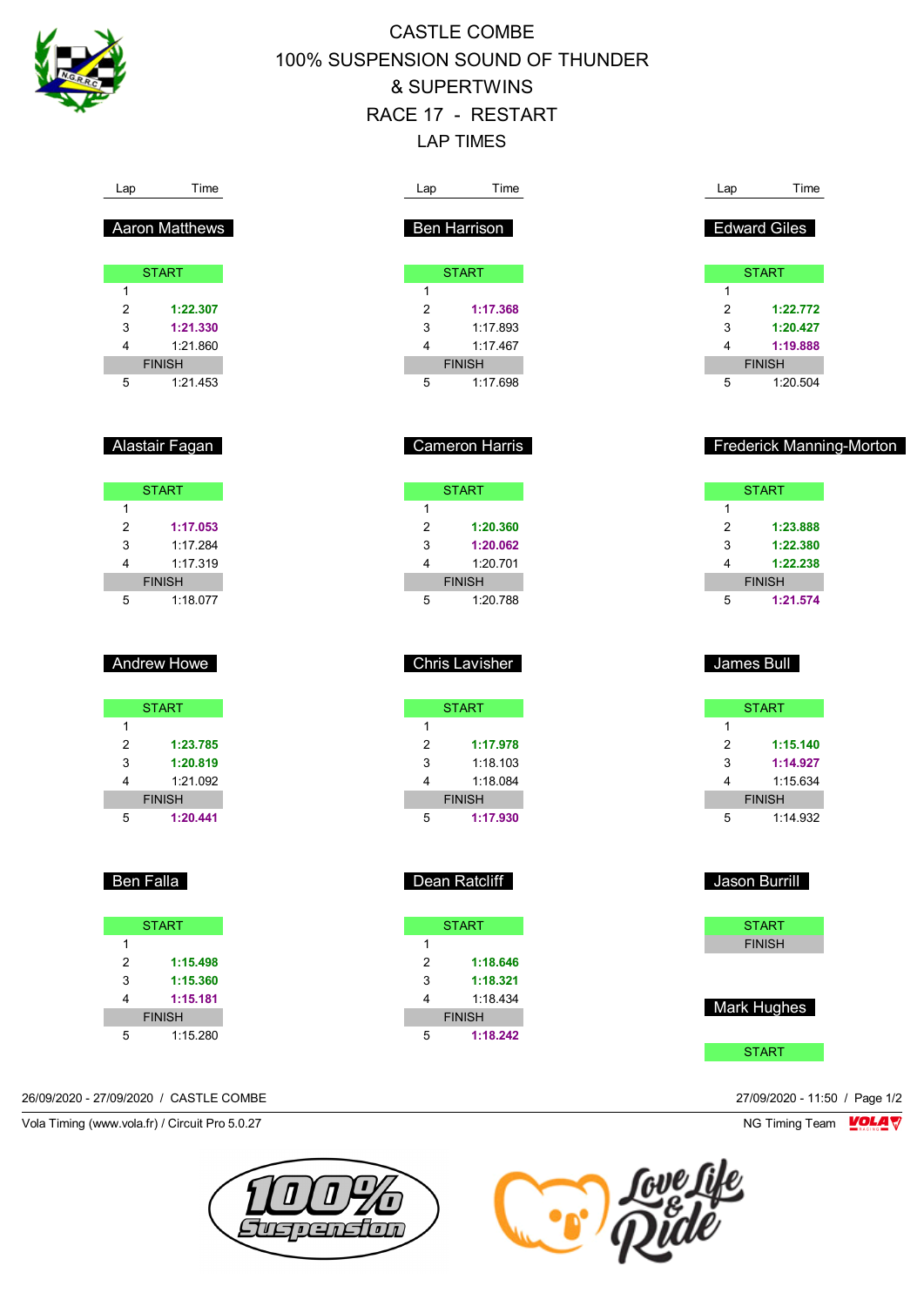# CASTLE COMBE
## 100% SUSPENSION SOUND OF THUNDER & SUPERTWINS
## RACE 17 - RESTART
## LAP TIMES

### Aaron Matthews

| Lap | Time |
|---|---|
| START | |
| 1 | |
| 2 | **1:22.307** |
| 3 | **1:21.330** |
| 4 | 1:21.860 |
| FINISH | |
| 5 | 1:21.453 |

### Alastair Fagan

| Lap | Time |
|---|---|
| START | |
| 1 | |
| 2 | **1:17.053** |
| 3 | 1:17.284 |
| 4 | 1:17.319 |
| FINISH | |
| 5 | 1:18.077 |

### Andrew Howe

| Lap | Time |
|---|---|
| START | |
| 1 | |
| 2 | **1:23.785** |
| 3 | **1:20.819** |
| 4 | 1:21.092 |
| FINISH | |
| 5 | **1:20.441** |

### Ben Falla

| Lap | Time |
|---|---|
| START | |
| 1 | |
| 2 | **1:15.498** |
| 3 | **1:15.360** |
| 4 | **1:15.181** |
| FINISH | |
| 5 | 1:15.280 |

### Ben Harrison

| Lap | Time |
|---|---|
| START | |
| 1 | |
| 2 | **1:17.368** |
| 3 | 1:17.893 |
| 4 | 1:17.467 |
| FINISH | |
| 5 | 1:17.698 |

### Cameron Harris

| Lap | Time |
|---|---|
| START | |
| 1 | |
| 2 | **1:20.360** |
| 3 | **1:20.062** |
| 4 | 1:20.701 |
| FINISH | |
| 5 | 1:20.788 |

### Chris Lavisher

| Lap | Time |
|---|---|
| START | |
| 1 | |
| 2 | **1:17.978** |
| 3 | 1:18.103 |
| 4 | 1:18.084 |
| FINISH | |
| 5 | **1:17.930** |

### Dean Ratcliff

| Lap | Time |
|---|---|
| START | |
| 1 | |
| 2 | **1:18.646** |
| 3 | **1:18.321** |
| 4 | 1:18.434 |
| FINISH | |
| 5 | **1:18.242** |

### Edward Giles

| Lap | Time |
|---|---|
| START | |
| 1 | |
| 2 | **1:22.772** |
| 3 | **1:20.427** |
| 4 | **1:19.888** |
| FINISH | |
| 5 | 1:20.504 |

### Frederick Manning-Morton

| Lap | Time |
|---|---|
| START | |
| 1 | |
| 2 | **1:23.888** |
| 3 | **1:22.380** |
| 4 | **1:22.238** |
| FINISH | |
| 5 | **1:21.574** |

### James Bull

| Lap | Time |
|---|---|
| START | |
| 1 | |
| 2 | **1:15.140** |
| 3 | **1:14.927** |
| 4 | 1:15.634 |
| FINISH | |
| 5 | 1:14.932 |

### Jason Burrill

| Lap | Time |
|---|---|
| START | |
| FINISH | |

### Mark Hughes

| Lap | Time |
|---|---|
| START | |

26/09/2020 - 27/09/2020 / CASTLE COMBE

27/09/2020 - 11:50

Vola Timing (www.vola.fr) / Circuit Pro 5.0.27

NG Timing Team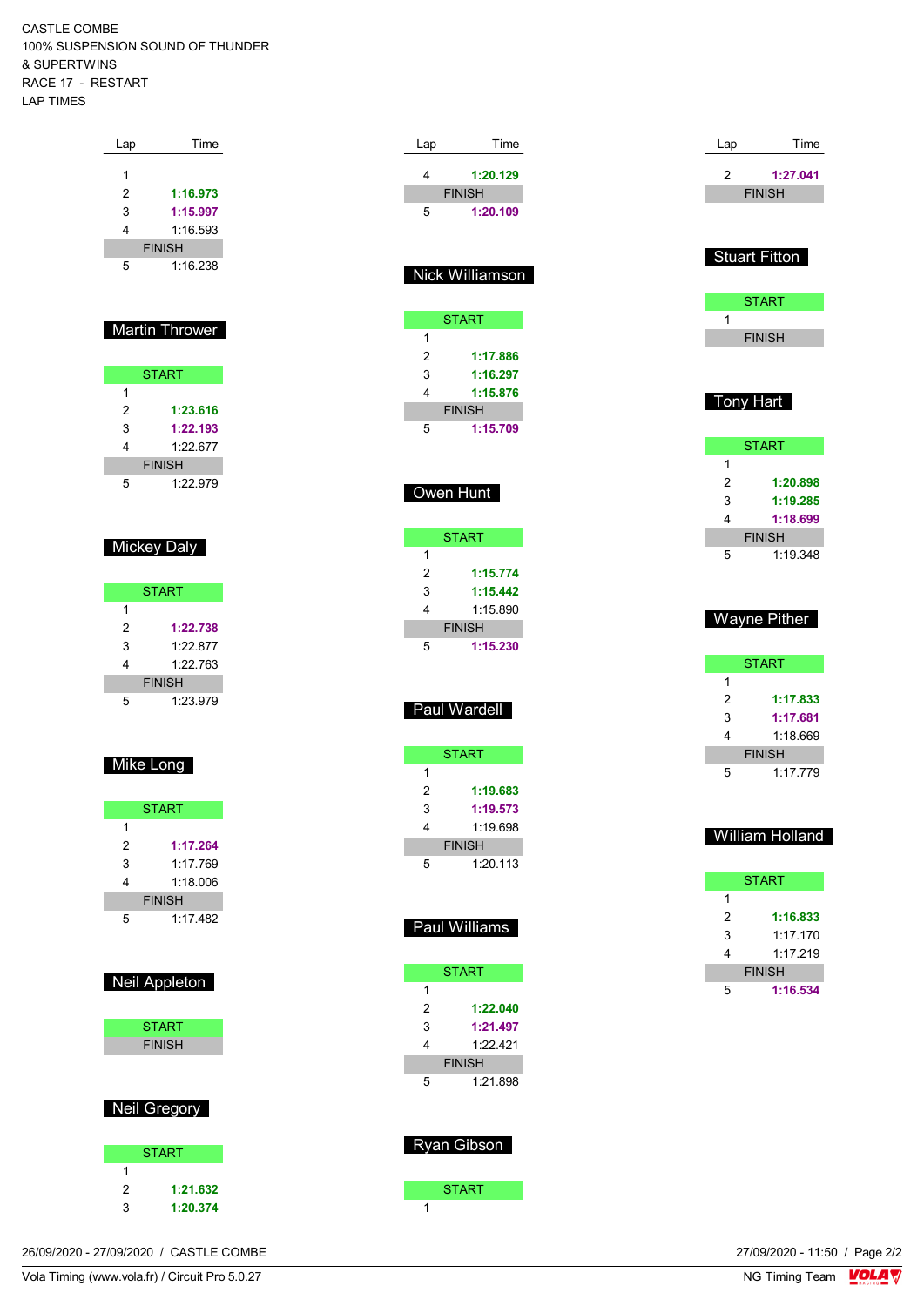CASTLE COMBE
100% SUSPENSION SOUND OF THUNDER
& SUPERTWINS
RACE 17 - RESTART
LAP TIMES

| Lap | Time |
|---|---|
| 1 | |
| 2 | **1:16.973** |
| 3 | **1:15.997** |
| 4 | 1:16.593 |
| FINISH | |
| 5 | 1:16.238 |

### Martin Thrower

| Lap | Time |
|---|---|
| START | |
| 1 | |
| 2 | **1:23.616** |
| 3 | **1:22.193** |
| 4 | 1:22.677 |
| FINISH | |
| 5 | 1:22.979 |

### Mickey Daly

| Lap | Time |
|---|---|
| START | |
| 1 | |
| 2 | **1:22.738** |
| 3 | 1:22.877 |
| 4 | 1:22.763 |
| FINISH | |
| 5 | 1:23.979 |

### Mike Long

| Lap | Time |
|---|---|
| START | |
| 1 | |
| 2 | **1:17.264** |
| 3 | 1:17.769 |
| 4 | 1:18.006 |
| FINISH | |
| 5 | 1:17.482 |

### Neil Appleton

| Lap | Time |
|---|---|
| START | |
| FINISH | |

### Neil Gregory

| Lap | Time |
|---|---|
| START | |
| 1 | |
| 2 | **1:21.632** |
| 3 | **1:20.374** |
| 4 | **1:20.129** |
| FINISH | |
| 5 | **1:20.109** |

### Nick Williamson

| Lap | Time |
|---|---|
| START | |
| 1 | |
| 2 | **1:17.886** |
| 3 | **1:16.297** |
| 4 | **1:15.876** |
| FINISH | |
| 5 | **1:15.709** |

### Owen Hunt

| Lap | Time |
|---|---|
| START | |
| 1 | |
| 2 | **1:15.774** |
| 3 | **1:15.442** |
| 4 | 1:15.890 |
| FINISH | |
| 5 | **1:15.230** |

### Paul Wardell

| Lap | Time |
|---|---|
| START | |
| 1 | |
| 2 | **1:19.683** |
| 3 | **1:19.573** |
| 4 | 1:19.698 |
| FINISH | |
| 5 | 1:20.113 |

### Paul Williams

| Lap | Time |
|---|---|
| START | |
| 1 | |
| 2 | **1:22.040** |
| 3 | **1:21.497** |
| 4 | 1:22.421 |
| FINISH | |
| 5 | 1:21.898 |

### Ryan Gibson

| Lap | Time |
|---|---|
| START | |
| 1 | |
| 2 | **1:27.041** |
| FINISH | |

### Stuart Fitton

| Lap | Time |
|---|---|
| START | |
| 1 | |
| FINISH | |

### Tony Hart

| Lap | Time |
|---|---|
| START | |
| 1 | |
| 2 | **1:20.898** |
| 3 | **1:19.285** |
| 4 | **1:18.699** |
| FINISH | |
| 5 | 1:19.348 |

### Wayne Pither

| Lap | Time |
|---|---|
| START | |
| 1 | |
| 2 | **1:17.833** |
| 3 | **1:17.681** |
| 4 | 1:18.669 |
| FINISH | |
| 5 | 1:17.779 |

### William Holland

| Lap | Time |
|---|---|
| START | |
| 1 | |
| 2 | **1:16.833** |
| 3 | 1:17.170 |
| 4 | 1:17.219 |
| FINISH | |
| 5 | **1:16.534** |

26/09/2020 - 27/09/2020 / CASTLE COMBE

Vola Timing (www.vola.fr) / Circuit Pro 5.0.27

27/09/2020 - 11:50

NG Timing Team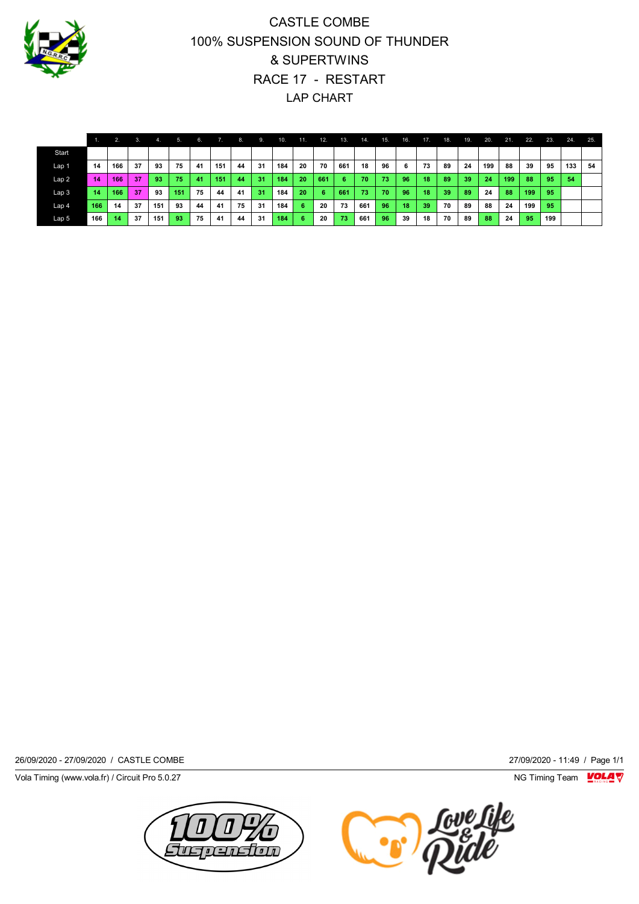# CASTLE COMBE
# 100% SUSPENSION SOUND OF THUNDER & SUPERTWINS
# RACE 17 - RESTART
# LAP CHART

| | 1. | 2. | 3. | 4. | 5. | 6. | 7. | 8. | 9. | 10. | 11. | 12. | 13. | 14. | 15. | 16. | 17. | 18. | 19. | 20. | 21. | 22. | 23. | 24. | 25. |
|---|---|---|---|---|---|---|---|---|---|---|---|---|---|---|---|---|---|---|---|---|---|---|---|---|---|
| Start | | | | | | | | | | | | | | | | | | | | | | | | | |
| Lap 1 | 14 | 166 | 37 | 93 | 75 | 41 | 151 | 44 | 31 | 184 | 20 | 70 | 661 | 18 | 96 | 6 | 73 | 89 | 24 | 199 | 88 | 39 | 95 | 133 | 54 |
| Lap 2 | 14 | 166 | 37 | 93 | 75 | 41 | 151 | 44 | 31 | 184 | 20 | 661 | 6 | 70 | 73 | 96 | 18 | 89 | 39 | 24 | 199 | 88 | 95 | 54 | |
| Lap 3 | 14 | 166 | 37 | 93 | 151 | 75 | 44 | 41 | 31 | 184 | 20 | 6 | 661 | 73 | 70 | 96 | 18 | 39 | 89 | 24 | 88 | 199 | 95 | | |
| Lap 4 | 166 | 14 | 37 | 151 | 93 | 44 | 41 | 75 | 31 | 184 | 6 | 20 | 73 | 661 | 96 | 18 | 39 | 70 | 89 | 88 | 24 | 199 | 95 | | |
| Lap 5 | 166 | 14 | 37 | 151 | 93 | 75 | 41 | 44 | 31 | 184 | 6 | 20 | 73 | 661 | 96 | 39 | 18 | 70 | 89 | 88 | 24 | 95 | 199 | | |

26/09/2020 - 27/09/2020 / CASTLE COMBE

27/09/2020 - 11:49

Vola Timing (www.vola.fr) / Circuit Pro 5.0.27

NG Timing Team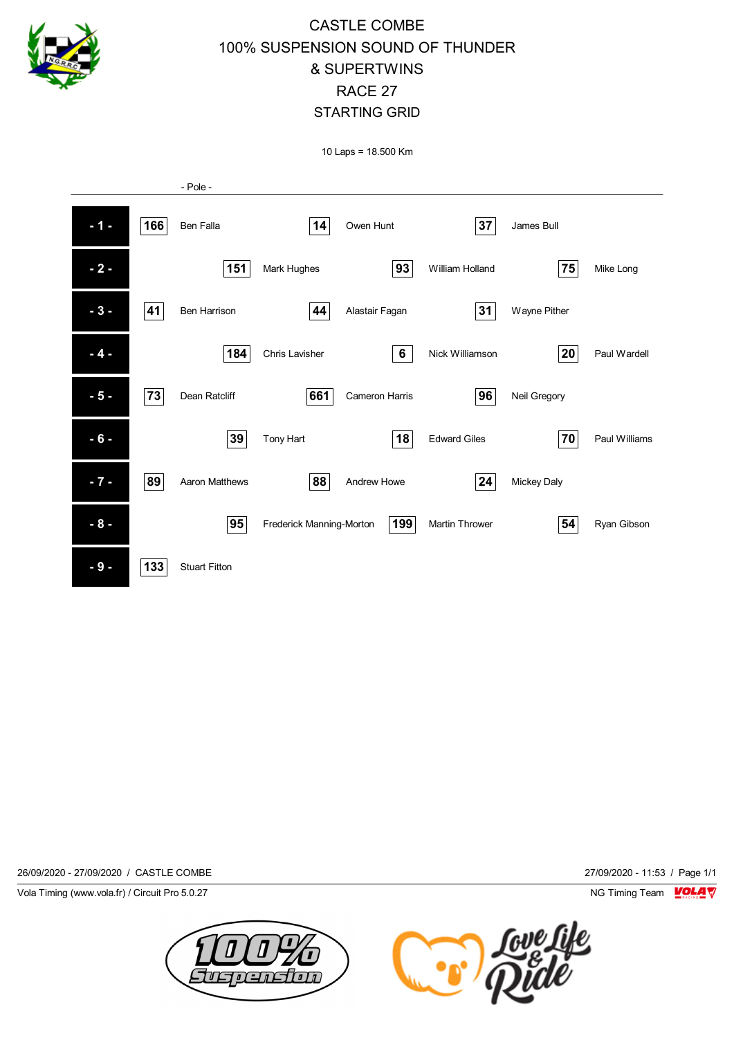# CASTLE COMBE
# 100% SUSPENSION SOUND OF THUNDER & SUPERTWINS
# RACE 27
# STARTING GRID

10 Laps = 18.500 Km

- Pole -

| Row | No. | Rider | No. | Rider | No. | Rider |
|---|---|---|---|---|---|---|
| - 1 - | 166 | Ben Falla | 14 | Owen Hunt | 37 | James Bull |
| - 2 - | 151 | Mark Hughes | 93 | William Holland | 75 | Mike Long |
| - 3 - | 41 | Ben Harrison | 44 | Alastair Fagan | 31 | Wayne Pither |
| - 4 - | 184 | Chris Lavisher | 6 | Nick Williamson | 20 | Paul Wardell |
| - 5 - | 73 | Dean Ratcliff | 661 | Cameron Harris | 96 | Neil Gregory |
| - 6 - | 39 | Tony Hart | 18 | Edward Giles | 70 | Paul Williams |
| - 7 - | 89 | Aaron Matthews | 88 | Andrew Howe | 24 | Mickey Daly |
| - 8 - | 95 | Frederick Manning-Morton | 199 | Martin Thrower | 54 | Ryan Gibson |
| - 9 - | 133 | Stuart Fitton | | | | |

26/09/2020 - 27/09/2020 / CASTLE COMBE — 27/09/2020 - 11:53

Vola Timing (www.vola.fr) / Circuit Pro 5.0.27 — NG Timing Team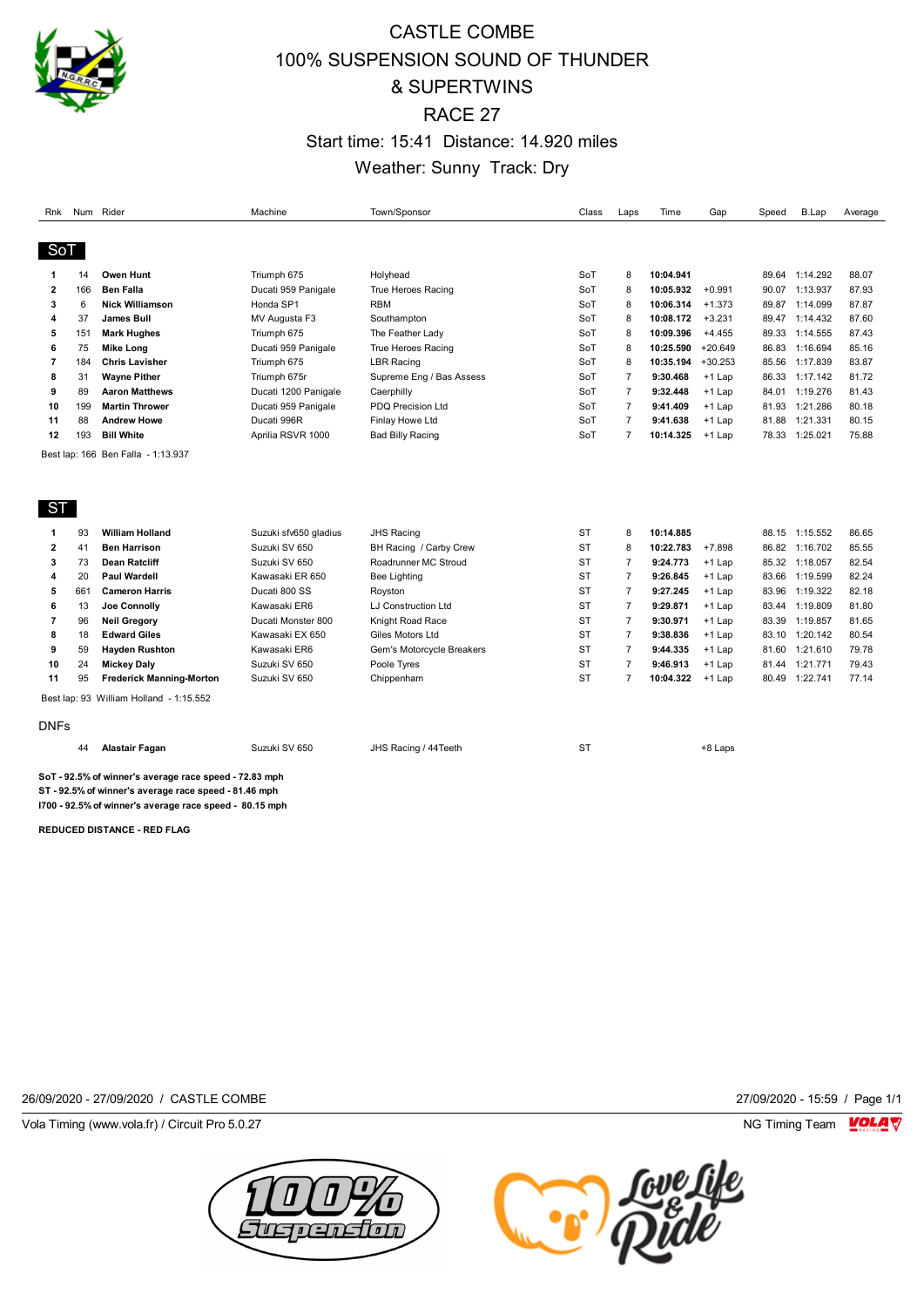# CASTLE COMBE

# 100% SUSPENSION SOUND OF THUNDER & SUPERTWINS

# RACE 27

Start time: 15:41 Distance: 14.920 miles

Weather: Sunny Track: Dry

## SoT

| Rnk | Num | Rider | Machine | Town/Sponsor | Class | Laps | Time | Gap | Speed | B.Lap | Average |
|---|---|---|---|---|---|---|---|---|---|---|---|
| 1 | 14 | **Owen Hunt** | Triumph 675 | Holyhead | SoT | 8 | **10:04.941** | | 89.64 | 1:14.292 | 88.07 |
| 2 | 166 | **Ben Falla** | Ducati 959 Panigale | True Heroes Racing | SoT | 8 | **10:05.932** | +0.991 | 90.07 | 1:13.937 | 87.93 |
| 3 | 6 | **Nick Williamson** | Honda SP1 | RBM | SoT | 8 | **10:06.314** | +1.373 | 89.87 | 1:14.099 | 87.87 |
| 4 | 37 | **James Bull** | MV Augusta F3 | Southampton | SoT | 8 | **10:08.172** | +3.231 | 89.47 | 1:14.432 | 87.60 |
| 5 | 151 | **Mark Hughes** | Triumph 675 | The Feather Lady | SoT | 8 | **10:09.396** | +4.455 | 89.33 | 1:14.555 | 87.43 |
| 6 | 75 | **Mike Long** | Ducati 959 Panigale | True Heroes Racing | SoT | 8 | **10:25.590** | +20.649 | 86.83 | 1:16.694 | 85.16 |
| 7 | 184 | **Chris Lavisher** | Triumph 675 | LBR Racing | SoT | 8 | **10:35.194** | +30.253 | 85.56 | 1:17.839 | 83.87 |
| 8 | 31 | **Wayne Pither** | Triumph 675r | Supreme Eng / Bas Assess | SoT | 7 | **9:30.468** | +1 Lap | 86.33 | 1:17.142 | 81.72 |
| 9 | 89 | **Aaron Matthews** | Ducati 1200 Panigale | Caerphilly | SoT | 7 | **9:32.448** | +1 Lap | 84.01 | 1:19.276 | 81.43 |
| 10 | 199 | **Martin Thrower** | Ducati 959 Panigale | PDQ Precision Ltd | SoT | 7 | **9:41.409** | +1 Lap | 81.93 | 1:21.286 | 80.18 |
| 11 | 88 | **Andrew Howe** | Ducati 996R | Finlay Howe Ltd | SoT | 7 | **9:41.638** | +1 Lap | 81.88 | 1:21.331 | 80.15 |
| 12 | 193 | **Bill White** | Aprilia RSVR 1000 | Bad Billy Racing | SoT | 7 | **10:14.325** | +1 Lap | 78.33 | 1:25.021 | 75.88 |

Best lap: 166 Ben Falla - 1:13.937

## ST

| Rnk | Num | Rider | Machine | Town/Sponsor | Class | Laps | Time | Gap | Speed | B.Lap | Average |
|---|---|---|---|---|---|---|---|---|---|---|---|
| 1 | 93 | **William Holland** | Suzuki sfv650 gladius | JHS Racing | ST | 8 | **10:14.885** | | 88.15 | 1:15.552 | 86.65 |
| 2 | 41 | **Ben Harrison** | Suzuki SV 650 | BH Racing / Carby Crew | ST | 8 | **10:22.783** | +7.898 | 86.82 | 1:16.702 | 85.55 |
| 3 | 73 | **Dean Ratcliff** | Suzuki SV 650 | Roadrunner MC Stroud | ST | 7 | **9:24.773** | +1 Lap | 85.32 | 1:18.057 | 82.54 |
| 4 | 20 | **Paul Wardell** | Kawasaki ER 650 | Bee Lighting | ST | 7 | **9:26.845** | +1 Lap | 83.66 | 1:19.599 | 82.24 |
| 5 | 661 | **Cameron Harris** | Ducati 800 SS | Royston | ST | 7 | **9:27.245** | +1 Lap | 83.96 | 1:19.322 | 82.18 |
| 6 | 13 | **Joe Connolly** | Kawasaki ER6 | LJ Construction Ltd | ST | 7 | **9:29.871** | +1 Lap | 83.44 | 1:19.809 | 81.80 |
| 7 | 96 | **Neil Gregory** | Ducati Monster 800 | Knight Road Race | ST | 7 | **9:30.971** | +1 Lap | 83.39 | 1:19.857 | 81.65 |
| 8 | 18 | **Edward Giles** | Kawasaki EX 650 | Giles Motors Ltd | ST | 7 | **9:38.836** | +1 Lap | 83.10 | 1:20.142 | 80.54 |
| 9 | 59 | **Hayden Rushton** | Kawasaki ER6 | Gem's Motorcycle Breakers | ST | 7 | **9:44.335** | +1 Lap | 81.60 | 1:21.610 | 79.78 |
| 10 | 24 | **Mickey Daly** | Suzuki SV 650 | Poole Tyres | ST | 7 | **9:46.913** | +1 Lap | 81.44 | 1:21.771 | 79.43 |
| 11 | 95 | **Frederick Manning-Morton** | Suzuki SV 650 | Chippenham | ST | 7 | **10:04.322** | +1 Lap | 80.49 | 1:22.741 | 77.14 |

Best lap: 93 William Holland - 1:15.552

## DNFs

| Rnk | Num | Rider | Machine | Town/Sponsor | Class | Laps | Time | Gap | Speed | B.Lap | Average |
|---|---|---|---|---|---|---|---|---|---|---|---|
| | 44 | **Alastair Fagan** | Suzuki SV 650 | JHS Racing / 44Teeth | ST | | | +8 Laps | | | |

**SoT - 92.5% of winner's average race speed - 72.83 mph**
**ST - 92.5% of winner's average race speed - 81.46 mph**
**I700 - 92.5% of winner's average race speed - 80.15 mph**

**REDUCED DISTANCE - RED FLAG**

26/09/2020 - 27/09/2020 / CASTLE COMBE

27/09/2020 - 15:59

Vola Timing (www.vola.fr) / Circuit Pro 5.0.27

NG Timing Team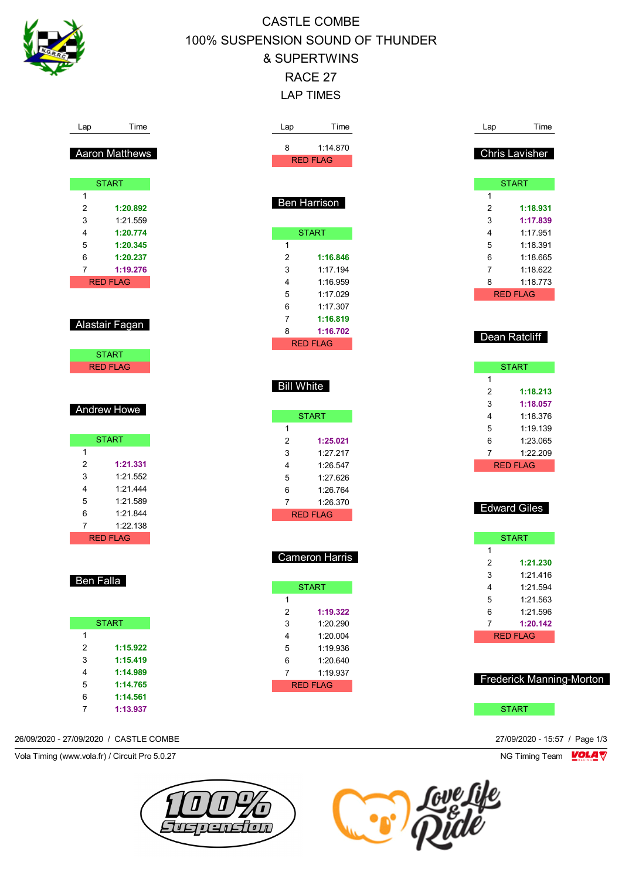# CASTLE COMBE

# 100% SUSPENSION SOUND OF THUNDER & SUPERTWINS

## RACE 27

## LAP TIMES

### Aaron Matthews

| Lap | Time |
|---|---|
| START | |
| 1 | |
| 2 | **1:20.892** |
| 3 | 1:21.559 |
| 4 | **1:20.774** |
| 5 | **1:20.345** |
| 6 | **1:20.237** |
| 7 | **1:19.276** |
| RED FLAG | |

### Alastair Fagan

| Lap | Time |
|---|---|
| START | |
| RED FLAG | |

### Andrew Howe

| Lap | Time |
|---|---|
| START | |
| 1 | |
| 2 | **1:21.331** |
| 3 | 1:21.552 |
| 4 | 1:21.444 |
| 5 | 1:21.589 |
| 6 | 1:21.844 |
| 7 | 1:22.138 |
| RED FLAG | |

### Ben Falla

| Lap | Time |
|---|---|
| START | |
| 1 | |
| 2 | **1:15.922** |
| 3 | **1:15.419** |
| 4 | **1:14.989** |
| 5 | **1:14.765** |
| 6 | **1:14.561** |
| 7 | **1:13.937** |
| 8 | 1:14.870 |
| RED FLAG | |

### Ben Harrison

| Lap | Time |
|---|---|
| START | |
| 1 | |
| 2 | **1:16.846** |
| 3 | 1:17.194 |
| 4 | 1:16.959 |
| 5 | 1:17.029 |
| 6 | 1:17.307 |
| 7 | **1:16.819** |
| 8 | **1:16.702** |
| RED FLAG | |

### Bill White

| Lap | Time |
|---|---|
| START | |
| 1 | |
| 2 | **1:25.021** |
| 3 | 1:27.217 |
| 4 | 1:26.547 |
| 5 | 1:27.626 |
| 6 | 1:26.764 |
| 7 | 1:26.370 |
| RED FLAG | |

### Cameron Harris

| Lap | Time |
|---|---|
| START | |
| 1 | |
| 2 | **1:19.322** |
| 3 | 1:20.290 |
| 4 | 1:20.004 |
| 5 | 1:19.936 |
| 6 | 1:20.640 |
| 7 | 1:19.937 |
| RED FLAG | |

### Chris Lavisher

| Lap | Time |
|---|---|
| START | |
| 1 | |
| 2 | **1:18.931** |
| 3 | **1:17.839** |
| 4 | 1:17.951 |
| 5 | 1:18.391 |
| 6 | 1:18.665 |
| 7 | 1:18.622 |
| 8 | 1:18.773 |
| RED FLAG | |

### Dean Ratcliff

| Lap | Time |
|---|---|
| START | |
| 1 | |
| 2 | **1:18.213** |
| 3 | **1:18.057** |
| 4 | 1:18.376 |
| 5 | 1:19.139 |
| 6 | 1:23.065 |
| 7 | 1:22.209 |
| RED FLAG | |

### Edward Giles

| Lap | Time |
|---|---|
| START | |
| 1 | |
| 2 | **1:21.230** |
| 3 | 1:21.416 |
| 4 | 1:21.594 |
| 5 | 1:21.563 |
| 6 | 1:21.596 |
| 7 | **1:20.142** |
| RED FLAG | |

### Frederick Manning-Morton

| Lap | Time |
|---|---|
| START | |

26/09/2020 - 27/09/2020 / CASTLE COMBE — 27/09/2020 - 15:57

Vola Timing (www.vola.fr) / Circuit Pro 5.0.27 — NG Timing Team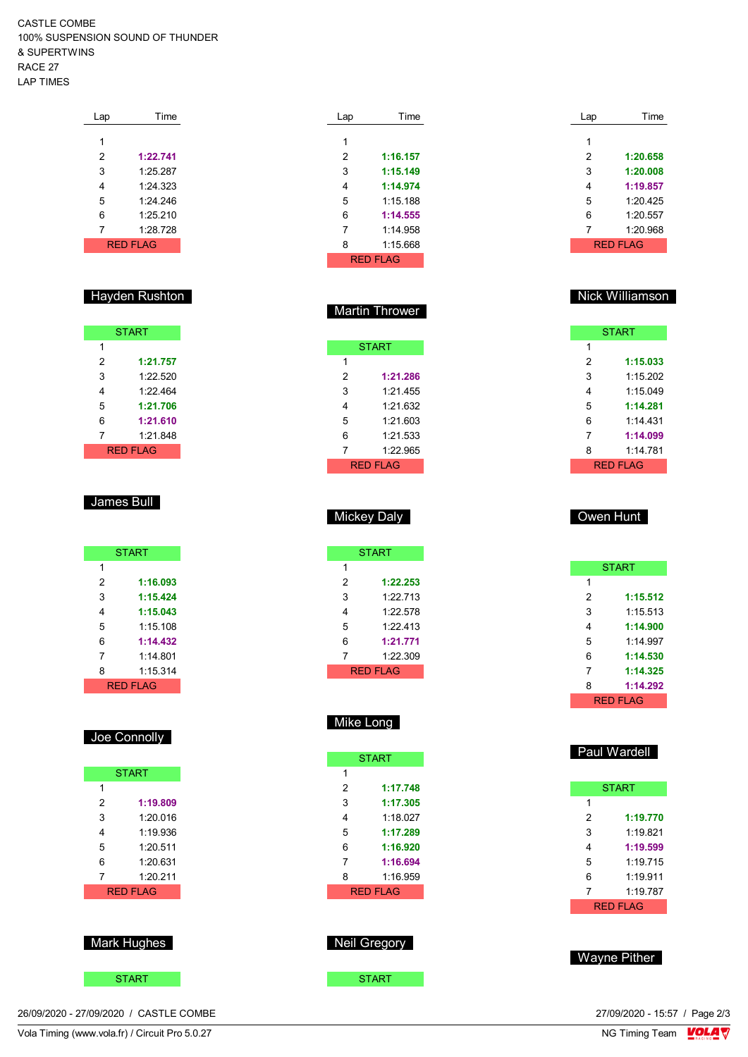CASTLE COMBE
100% SUSPENSION SOUND OF THUNDER
& SUPERTWINS
RACE 27
LAP TIMES

| Lap | Time |
|---|---|
| 1 | |
| 2 | **1:22.741** |
| 3 | 1:25.287 |
| 4 | 1:24.323 |
| 5 | 1:24.246 |
| 6 | 1:25.210 |
| 7 | 1:28.728 |
| RED FLAG | |

| Lap | Time |
|---|---|
| 1 | |
| 2 | **1:16.157** |
| 3 | **1:15.149** |
| 4 | **1:14.974** |
| 5 | 1:15.188 |
| 6 | **1:14.555** |
| 7 | 1:14.958 |
| 8 | 1:15.668 |
| RED FLAG | |

| Lap | Time |
|---|---|
| 1 | |
| 2 | **1:20.658** |
| 3 | **1:20.008** |
| 4 | **1:19.857** |
| 5 | 1:20.425 |
| 6 | 1:20.557 |
| 7 | 1:20.968 |
| RED FLAG | |

## Hayden Rushton

| Lap | Time |
|---|---|
| START | |
| 1 | |
| 2 | **1:21.757** |
| 3 | 1:22.520 |
| 4 | 1:22.464 |
| 5 | **1:21.706** |
| 6 | **1:21.610** |
| 7 | 1:21.848 |
| RED FLAG | |

## Martin Thrower

| Lap | Time |
|---|---|
| START | |
| 1 | |
| 2 | **1:21.286** |
| 3 | 1:21.455 |
| 4 | 1:21.632 |
| 5 | 1:21.603 |
| 6 | 1:21.533 |
| 7 | 1:22.965 |
| RED FLAG | |

## Nick Williamson

| Lap | Time |
|---|---|
| START | |
| 1 | |
| 2 | **1:15.033** |
| 3 | 1:15.202 |
| 4 | 1:15.049 |
| 5 | **1:14.281** |
| 6 | 1:14.431 |
| 7 | **1:14.099** |
| 8 | 1:14.781 |
| RED FLAG | |

## James Bull

| Lap | Time |
|---|---|
| START | |
| 1 | |
| 2 | **1:16.093** |
| 3 | **1:15.424** |
| 4 | **1:15.043** |
| 5 | 1:15.108 |
| 6 | **1:14.432** |
| 7 | 1:14.801 |
| 8 | 1:15.314 |
| RED FLAG | |

## Mickey Daly

| Lap | Time |
|---|---|
| START | |
| 1 | |
| 2 | **1:22.253** |
| 3 | 1:22.713 |
| 4 | 1:22.578 |
| 5 | 1:22.413 |
| 6 | **1:21.771** |
| 7 | 1:22.309 |
| RED FLAG | |

## Owen Hunt

| Lap | Time |
|---|---|
| START | |
| 1 | |
| 2 | **1:15.512** |
| 3 | 1:15.513 |
| 4 | **1:14.900** |
| 5 | 1:14.997 |
| 6 | **1:14.530** |
| 7 | **1:14.325** |
| 8 | **1:14.292** |
| RED FLAG | |

## Joe Connolly

| Lap | Time |
|---|---|
| START | |
| 1 | |
| 2 | **1:19.809** |
| 3 | 1:20.016 |
| 4 | 1:19.936 |
| 5 | 1:20.511 |
| 6 | 1:20.631 |
| 7 | 1:20.211 |
| RED FLAG | |

## Mike Long

| Lap | Time |
|---|---|
| START | |
| 1 | |
| 2 | **1:17.748** |
| 3 | **1:17.305** |
| 4 | 1:18.027 |
| 5 | **1:17.289** |
| 6 | **1:16.920** |
| 7 | **1:16.694** |
| 8 | 1:16.959 |
| RED FLAG | |

## Paul Wardell

| Lap | Time |
|---|---|
| START | |
| 1 | |
| 2 | **1:19.770** |
| 3 | 1:19.821 |
| 4 | **1:19.599** |
| 5 | 1:19.715 |
| 6 | 1:19.911 |
| 7 | 1:19.787 |
| RED FLAG | |

## Mark Hughes

START

## Neil Gregory

START

## Wayne Pither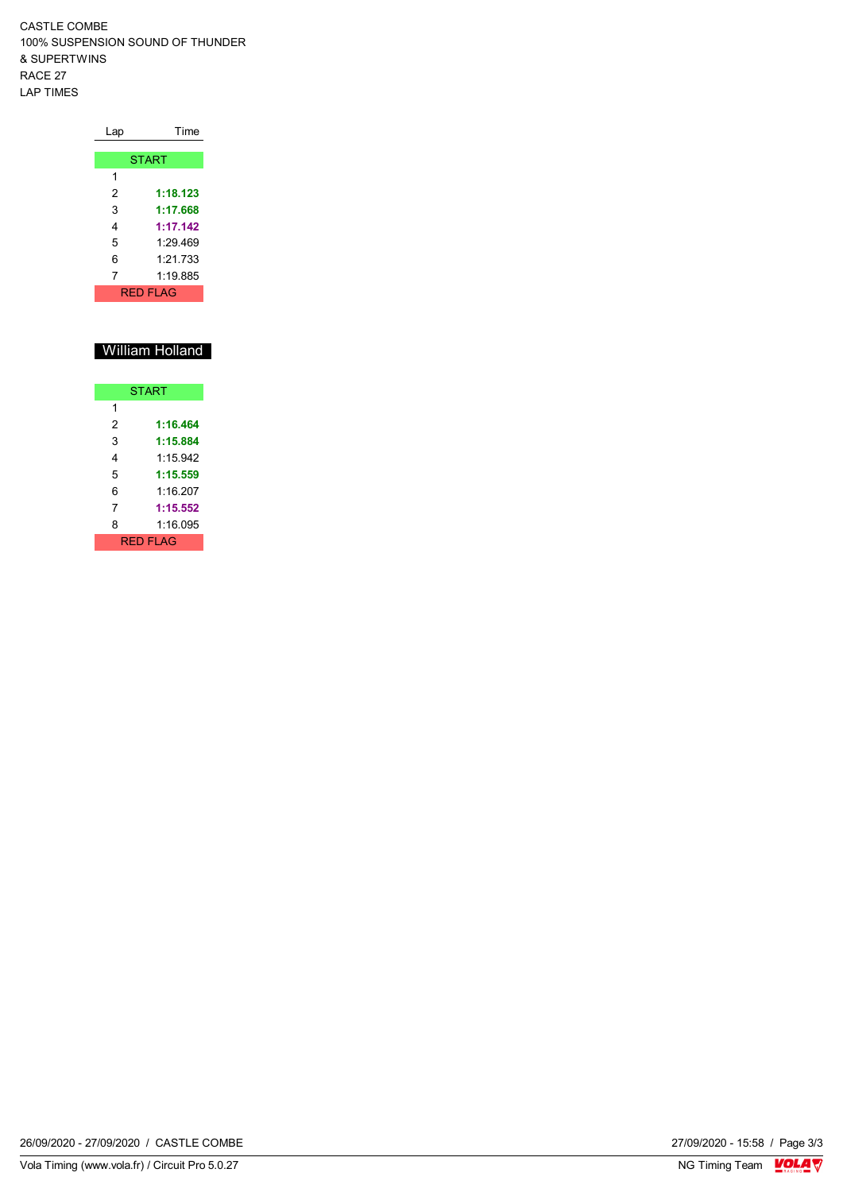CASTLE COMBE
100% SUSPENSION SOUND OF THUNDER
& SUPERTWINS
RACE 27
LAP TIMES

| Lap | Time |
|---|---|
| START | |
| 1 | |
| 2 | **1:18.123** |
| 3 | **1:17.668** |
| 4 | **1:17.142** |
| 5 | 1:29.469 |
| 6 | 1:21.733 |
| 7 | 1:19.885 |
| RED FLAG | |

## William Holland

| Lap | Time |
|---|---|
| START | |
| 1 | |
| 2 | **1:16.464** |
| 3 | **1:15.884** |
| 4 | 1:15.942 |
| 5 | **1:15.559** |
| 6 | 1:16.207 |
| 7 | **1:15.552** |
| 8 | 1:16.095 |
| RED FLAG | |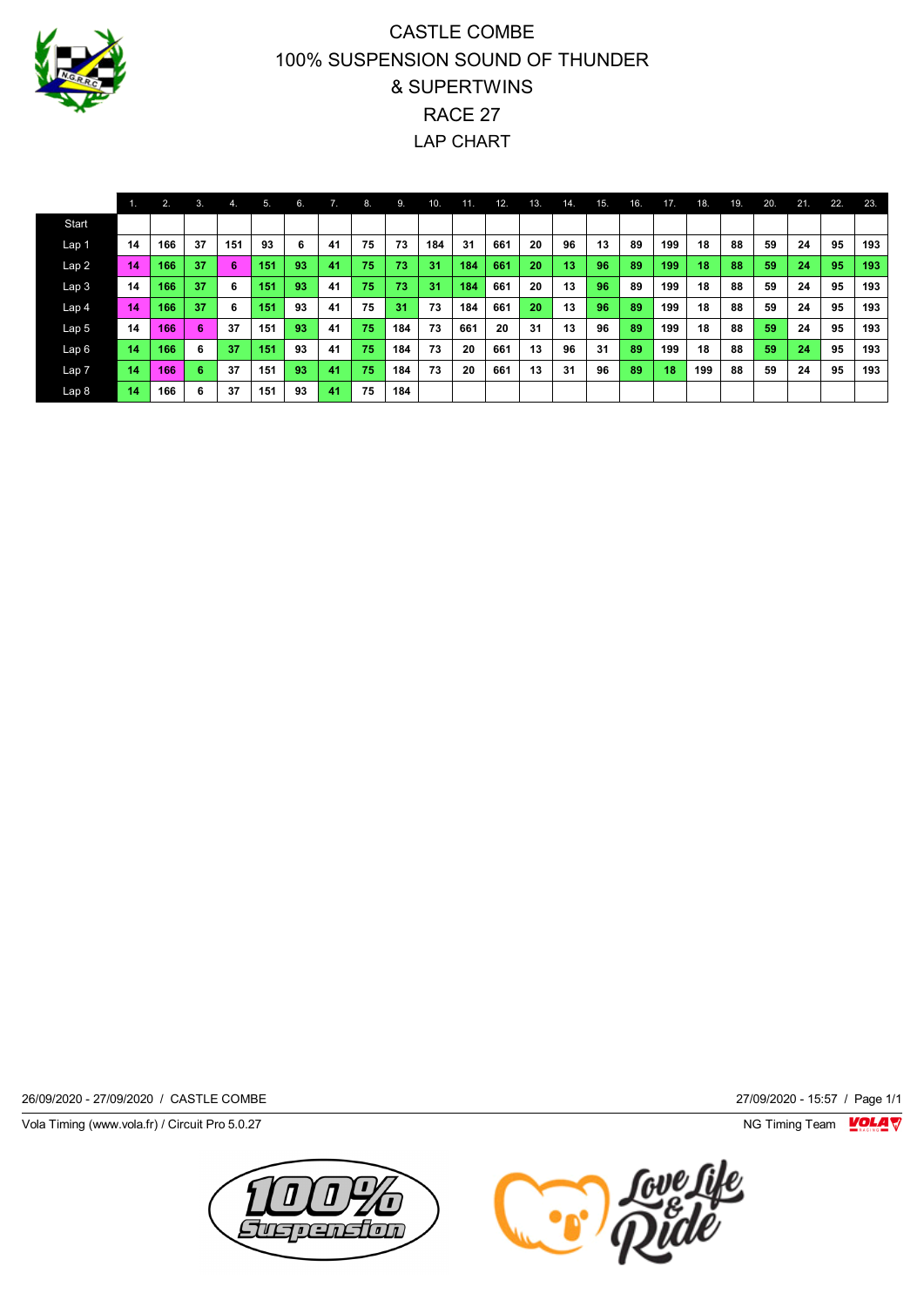# CASTLE COMBE
# 100% SUSPENSION SOUND OF THUNDER
# & SUPERTWINS
# RACE 27
# LAP CHART

| | 1. | 2. | 3. | 4. | 5. | 6. | 7. | 8. | 9. | 10. | 11. | 12. | 13. | 14. | 15. | 16. | 17. | 18. | 19. | 20. | 21. | 22. | 23. |
|---|---|---|---|---|---|---|---|---|---|---|---|---|---|---|---|---|---|---|---|---|---|---|---|
| Start | | | | | | | | | | | | | | | | | | | | | | | |
| Lap 1 | 14 | 166 | 37 | 151 | 93 | 6 | 41 | 75 | 73 | 184 | 31 | 661 | 20 | 96 | 13 | 89 | 199 | 18 | 88 | 59 | 24 | 95 | 193 |
| Lap 2 | 14 | 166 | 37 | 6 | 151 | 93 | 41 | 75 | 73 | 31 | 184 | 661 | 20 | 13 | 96 | 89 | 199 | 18 | 88 | 59 | 24 | 95 | 193 |
| Lap 3 | 14 | 166 | 37 | 6 | 151 | 93 | 41 | 75 | 73 | 31 | 184 | 661 | 20 | 13 | 96 | 89 | 199 | 18 | 88 | 59 | 24 | 95 | 193 |
| Lap 4 | 14 | 166 | 37 | 6 | 151 | 93 | 41 | 75 | 31 | 73 | 184 | 661 | 20 | 13 | 96 | 89 | 199 | 18 | 88 | 59 | 24 | 95 | 193 |
| Lap 5 | 14 | 166 | 6 | 37 | 151 | 93 | 41 | 75 | 184 | 73 | 661 | 20 | 31 | 13 | 96 | 89 | 199 | 18 | 88 | 59 | 24 | 95 | 193 |
| Lap 6 | 14 | 166 | 6 | 37 | 151 | 93 | 41 | 75 | 184 | 73 | 20 | 661 | 13 | 96 | 31 | 89 | 199 | 18 | 88 | 59 | 24 | 95 | 193 |
| Lap 7 | 14 | 166 | 6 | 37 | 151 | 93 | 41 | 75 | 184 | 73 | 20 | 661 | 13 | 31 | 96 | 89 | 18 | 199 | 88 | 59 | 24 | 95 | 193 |
| Lap 8 | 14 | 166 | 6 | 37 | 151 | 93 | 41 | 75 | 184 | | | | | | | | | | | | | | |

26/09/2020 - 27/09/2020 / CASTLE COMBE

27/09/2020 - 15:57

Vola Timing (www.vola.fr) / Circuit Pro 5.0.27

NG Timing Team